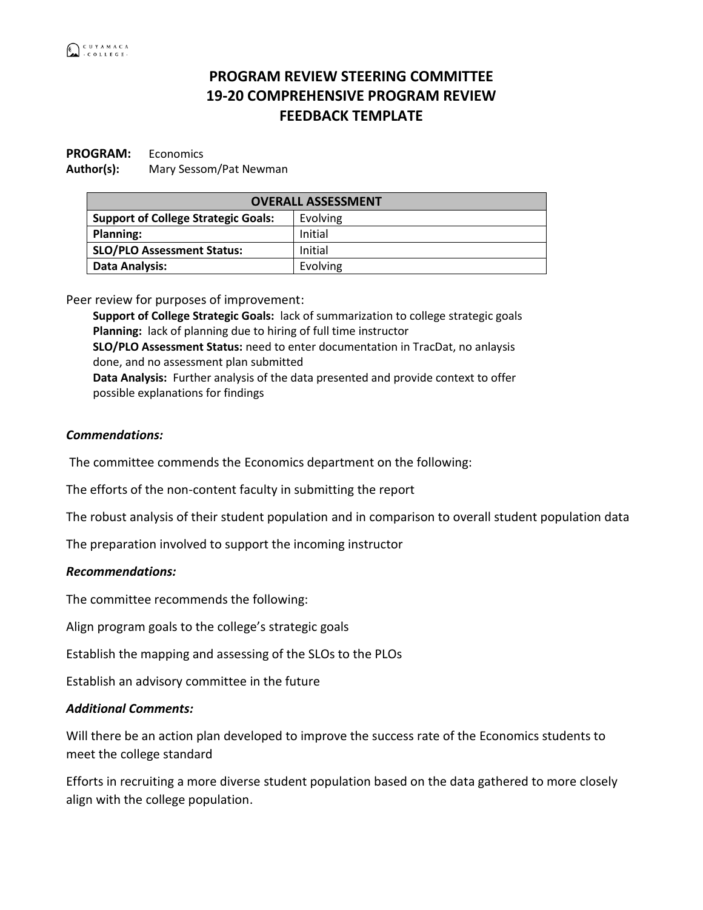# PROGRAM REVIEW STEERING COMMITTEE
# 19-20 COMPREHENSIVE PROGRAM REVIEW
# FEEDBACK TEMPLATE

**PROGRAM:** Economics
**Author(s):** Mary Sessom/Pat Newman

| OVERALL ASSESSMENT | |
|---|---|
| **Support of College Strategic Goals:** | Evolving |
| **Planning:** | Initial |
| **SLO/PLO Assessment Status:** | Initial |
| **Data Analysis:** | Evolving |

Peer review for purposes of improvement:

**Support of College Strategic Goals:** lack of summarization to college strategic goals
**Planning:** lack of planning due to hiring of full time instructor
**SLO/PLO Assessment Status:** need to enter documentation in TracDat, no anlaysis done, and no assessment plan submitted
**Data Analysis:** Further analysis of the data presented and provide context to offer possible explanations for findings

***Commendations:***

The committee commends the Economics department on the following:

The efforts of the non-content faculty in submitting the report

The robust analysis of their student population and in comparison to overall student population data

The preparation involved to support the incoming instructor

***Recommendations:***

The committee recommends the following:

Align program goals to the college's strategic goals

Establish the mapping and assessing of the SLOs to the PLOs

Establish an advisory committee in the future

***Additional Comments:***

Will there be an action plan developed to improve the success rate of the Economics students to meet the college standard

Efforts in recruiting a more diverse student population based on the data gathered to more closely align with the college population.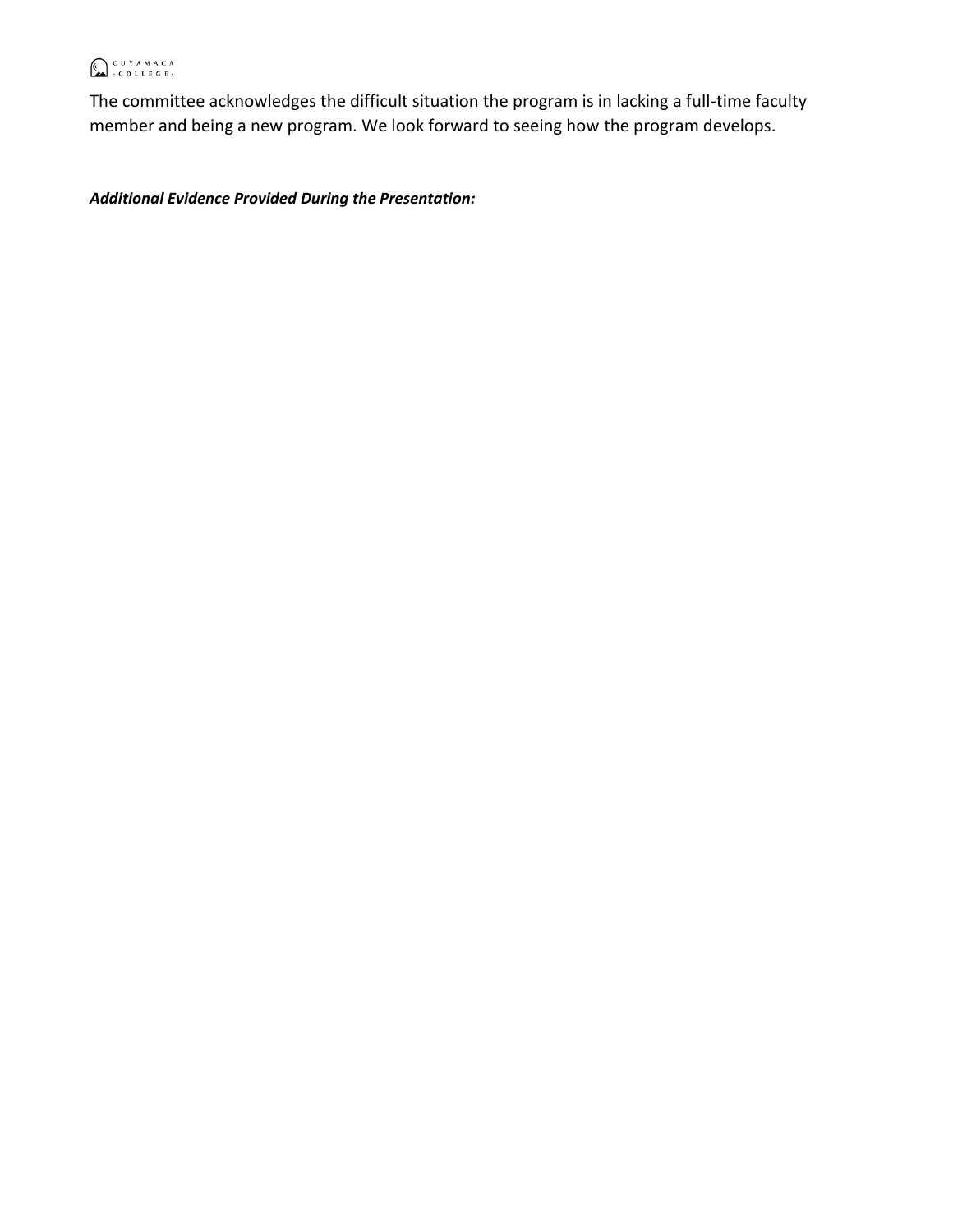The committee acknowledges the difficult situation the program is in lacking a full-time faculty member and being a new program. We look forward to seeing how the program develops.

***Additional Evidence Provided During the Presentation:***